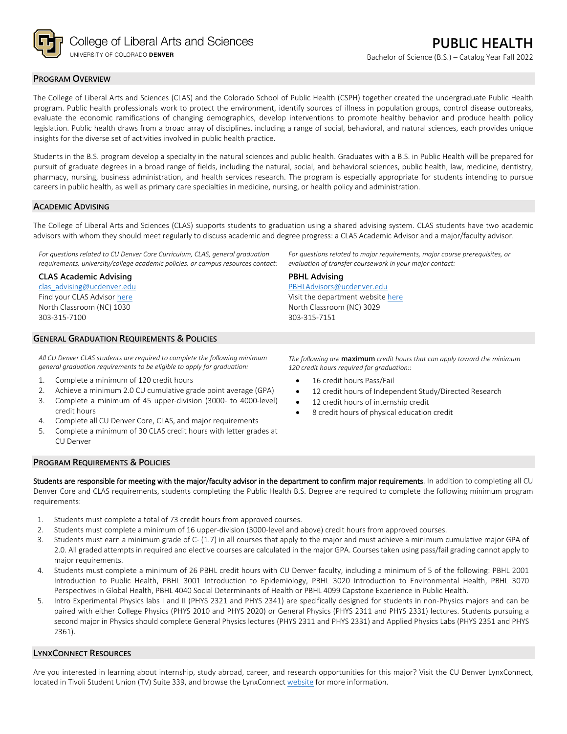College of Liberal Arts and Sciences
UNIVERSITY OF COLORADO **DENVER**

# PUBLIC HEALTH

Bachelor of Science (B.S.) – Catalog Year Fall 2022

## PROGRAM OVERVIEW

The College of Liberal Arts and Sciences (CLAS) and the Colorado School of Public Health (CSPH) together created the undergraduate Public Health program. Public health professionals work to protect the environment, identify sources of illness in population groups, control disease outbreaks, evaluate the economic ramifications of changing demographics, develop interventions to promote healthy behavior and produce health policy legislation. Public health draws from a broad array of disciplines, including a range of social, behavioral, and natural sciences, each provides unique insights for the diverse set of activities involved in public health practice.

Students in the B.S. program develop a specialty in the natural sciences and public health. Graduates with a B.S. in Public Health will be prepared for pursuit of graduate degrees in a broad range of fields, including the natural, social, and behavioral sciences, public health, law, medicine, dentistry, pharmacy, nursing, business administration, and health services research. The program is especially appropriate for students intending to pursue careers in public health, as well as primary care specialties in medicine, nursing, or health policy and administration.

## ACADEMIC ADVISING

The College of Liberal Arts and Sciences (CLAS) supports students to graduation using a shared advising system. CLAS students have two academic advisors with whom they should meet regularly to discuss academic and degree progress: a CLAS Academic Advisor and a major/faculty advisor.

*For questions related to CU Denver Core Curriculum, CLAS, general graduation requirements, university/college academic policies, or campus resources contact:*

**CLAS Academic Advising**
clas_advising@ucdenver.edu
Find your CLAS Advisor here
North Classroom (NC) 1030
303-315-7100

*For questions related to major requirements, major course prerequisites, or evaluation of transfer coursework in your major contact:*

**PBHL Advising**
PBHLAdvisors@ucdenver.edu
Visit the department website here
North Classroom (NC) 3029
303-315-7151

## GENERAL GRADUATION REQUIREMENTS & POLICIES

*All CU Denver CLAS students are required to complete the following minimum general graduation requirements to be eligible to apply for graduation:*

1. Complete a minimum of 120 credit hours
2. Achieve a minimum 2.0 CU cumulative grade point average (GPA)
3. Complete a minimum of 45 upper-division (3000- to 4000-level) credit hours
4. Complete all CU Denver Core, CLAS, and major requirements
5. Complete a minimum of 30 CLAS credit hours with letter grades at CU Denver

*The following are* **maximum** *credit hours that can apply toward the minimum 120 credit hours required for graduation::*

- 16 credit hours Pass/Fail
- 12 credit hours of Independent Study/Directed Research
- 12 credit hours of internship credit
- 8 credit hours of physical education credit

## PROGRAM REQUIREMENTS & POLICIES

**Students are responsible for meeting with the major/faculty advisor in the department to confirm major requirements**. In addition to completing all CU Denver Core and CLAS requirements, students completing the Public Health B.S. Degree are required to complete the following minimum program requirements:

1. Students must complete a total of 73 credit hours from approved courses.
2. Students must complete a minimum of 16 upper-division (3000-level and above) credit hours from approved courses.
3. Students must earn a minimum grade of C- (1.7) in all courses that apply to the major and must achieve a minimum cumulative major GPA of 2.0. All graded attempts in required and elective courses are calculated in the major GPA. Courses taken using pass/fail grading cannot apply to major requirements.
4. Students must complete a minimum of 26 PBHL credit hours with CU Denver faculty, including a minimum of 5 of the following: PBHL 2001 Introduction to Public Health, PBHL 3001 Introduction to Epidemiology, PBHL 3020 Introduction to Environmental Health, PBHL 3070 Perspectives in Global Health, PBHL 4040 Social Determinants of Health or PBHL 4099 Capstone Experience in Public Health.
5. Intro Experimental Physics labs I and II (PHYS 2321 and PHYS 2341) are specifically designed for students in non-Physics majors and can be paired with either College Physics (PHYS 2010 and PHYS 2020) or General Physics (PHYS 2311 and PHYS 2331) lectures. Students pursuing a second major in Physics should complete General Physics lectures (PHYS 2311 and PHYS 2331) and Applied Physics Labs (PHYS 2351 and PHYS 2361).

## LYNXCONNECT RESOURCES

Are you interested in learning about internship, study abroad, career, and research opportunities for this major? Visit the CU Denver LynxConnect, located in Tivoli Student Union (TV) Suite 339, and browse the LynxConnect website for more information.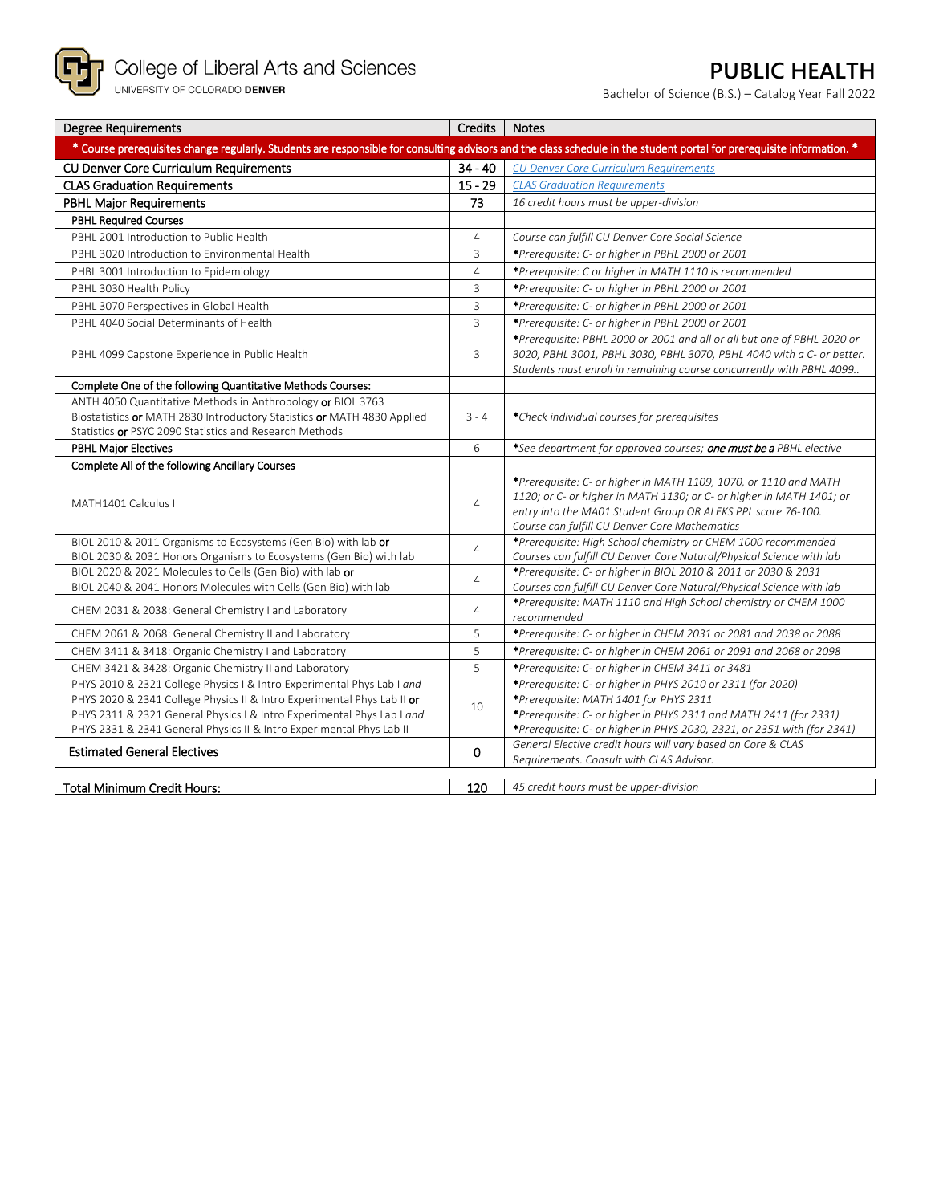# College of Liberal Arts and Sciences
UNIVERSITY OF COLORADO **DENVER**

# PUBLIC HEALTH

Bachelor of Science (B.S.) – Catalog Year Fall 2022

| Degree Requirements | Credits | Notes |
|---|---|---|
| **\* Course prerequisites change regularly. Students are responsible for consulting advisors and the class schedule in the student portal for prerequisite information. \*** | | |
| CU Denver Core Curriculum Requirements | 34 - 40 | [CU Denver Core Curriculum Requirements]() |
| CLAS Graduation Requirements | 15 - 29 | [CLAS Graduation Requirements]() |
| PBHL Major Requirements | 73 | *16 credit hours must be upper-division* |
| PBHL Required Courses | | |
| PBHL 2001 Introduction to Public Health | 4 | *Course can fulfill CU Denver Core Social Science* |
| PBHL 3020 Introduction to Environmental Health | 3 | *\*Prerequisite: C- or higher in PBHL 2000 or 2001* |
| PHBL 3001 Introduction to Epidemiology | 4 | *\*Prerequisite: C or higher in MATH 1110 is recommended* |
| PBHL 3030 Health Policy | 3 | *\*Prerequisite: C- or higher in PBHL 2000 or 2001* |
| PBHL 3070 Perspectives in Global Health | 3 | *\*Prerequisite: C- or higher in PBHL 2000 or 2001* |
| PBHL 4040 Social Determinants of Health | 3 | *\*Prerequisite: C- or higher in PBHL 2000 or 2001* |
| PBHL 4099 Capstone Experience in Public Health | 3 | *\*Prerequisite: PBHL 2000 or 2001 and all or all but one of PBHL 2020 or 3020, PBHL 3001, PBHL 3030, PBHL 3070, PBHL 4040 with a C- or better. Students must enroll in remaining course concurrently with PBHL 4099..* |
| Complete One of the following Quantitative Methods Courses: | | |
| ANTH 4050 Quantitative Methods in Anthropology **or** BIOL 3763 Biostatistics **or** MATH 2830 Introductory Statistics **or** MATH 4830 Applied Statistics **or** PSYC 2090 Statistics and Research Methods | 3 - 4 | *\*Check individual courses for prerequisites* |
| PBHL Major Electives | 6 | *\*See department for approved courses; **one must be a** PBHL elective* |
| Complete All of the following Ancillary Courses | | |
| MATH1401 Calculus I | 4 | *\*Prerequisite: C- or higher in MATH 1109, 1070, or 1110 and MATH 1120; or C- or higher in MATH 1130; or C- or higher in MATH 1401; or entry into the MA01 Student Group OR ALEKS PPL score 76-100. Course can fulfill CU Denver Core Mathematics* |
| BIOL 2010 & 2011 Organisms to Ecosystems (Gen Bio) with lab **or** BIOL 2030 & 2031 Honors Organisms to Ecosystems (Gen Bio) with lab | 4 | *\*Prerequisite: High School chemistry or CHEM 1000 recommended Courses can fulfill CU Denver Core Natural/Physical Science with lab* |
| BIOL 2020 & 2021 Molecules to Cells (Gen Bio) with lab **or** BIOL 2040 & 2041 Honors Molecules with Cells (Gen Bio) with lab | 4 | *\*Prerequisite: C- or higher in BIOL 2010 & 2011 or 2030 & 2031 Courses can fulfill CU Denver Core Natural/Physical Science with lab* |
| CHEM 2031 & 2038: General Chemistry I and Laboratory | 4 | *\*Prerequisite: MATH 1110 and High School chemistry or CHEM 1000 recommended* |
| CHEM 2061 & 2068: General Chemistry II and Laboratory | 5 | *\*Prerequisite: C- or higher in CHEM 2031 or 2081 and 2038 or 2088* |
| CHEM 3411 & 3418: Organic Chemistry I and Laboratory | 5 | *\*Prerequisite: C- or higher in CHEM 2061 or 2091 and 2068 or 2098* |
| CHEM 3421 & 3428: Organic Chemistry II and Laboratory | 5 | *\*Prerequisite: C- or higher in CHEM 3411 or 3481* |
| PHYS 2010 & 2321 College Physics I & Intro Experimental Phys Lab I *and* PHYS 2020 & 2341 College Physics II & Intro Experimental Phys Lab II **or** PHYS 2311 & 2321 General Physics I & Intro Experimental Phys Lab I *and* PHYS 2331 & 2341 General Physics II & Intro Experimental Phys Lab II | 10 | *\*Prerequisite: C- or higher in PHYS 2010 or 2311 (for 2020)*<br>*\*Prerequisite: MATH 1401 for PHYS 2311*<br>*\*Prerequisite: C- or higher in PHYS 2311 and MATH 2411 (for 2331)*<br>*\*Prerequisite: C- or higher in PHYS 2030, 2321, or 2351 with (for 2341)* |
| Estimated General Electives | 0 | *General Elective credit hours will vary based on Core & CLAS Requirements. Consult with CLAS Advisor.* |

| Total Minimum Credit Hours: | 120 | *45 credit hours must be upper-division* |
|---|---|---|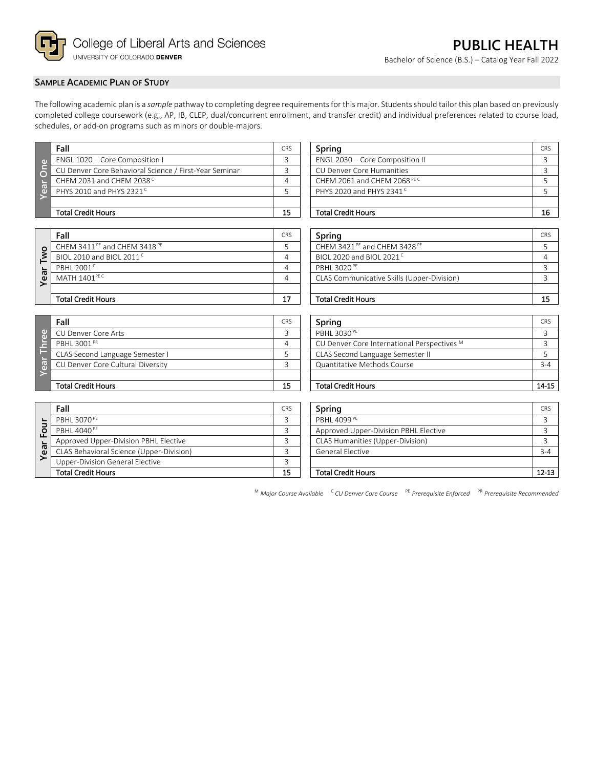# PUBLIC HEALTH

Bachelor of Science (B.S.) – Catalog Year Fall 2022

College of Liberal Arts and Sciences
UNIVERSITY OF COLORADO **DENVER**

## SAMPLE ACADEMIC PLAN OF STUDY

The following academic plan is a *sample* pathway to completing degree requirements for this major. Students should tailor this plan based on previously completed college coursework (e.g., AP, IB, CLEP, dual/concurrent enrollment, and transfer credit) and individual preferences related to course load, schedules, or add-on programs such as minors or double-majors.

### Year One

| Fall | CRS | Spring | CRS |
|---|---|---|---|
| ENGL 1020 – Core Composition I | 3 | ENGL 2030 – Core Composition II | 3 |
| CU Denver Core Behavioral Science / First-Year Seminar | 3 | CU Denver Core Humanities | 3 |
| CHEM 2031 and CHEM 2038 [C] | 4 | CHEM 2061 and CHEM 2068 [PE C] | 5 |
| PHYS 2010 and PHYS 2321 [C] | 5 | PHYS 2020 and PHYS 2341 [C] | 5 |
| **Total Credit Hours** | **15** | **Total Credit Hours** | **16** |

### Year Two

| Fall | CRS | Spring | CRS |
|---|---|---|---|
| CHEM 3411 [PE] and CHEM 3418 [PE] | 5 | CHEM 3421 [PE] and CHEM 3428 [PE] | 5 |
| BIOL 2010 and BIOL 2011 [C] | 4 | BIOL 2020 and BIOL 2021 [C] | 4 |
| PBHL 2001 [C] | 4 | PBHL 3020 [PE] | 3 |
| MATH 1401 [PE C] | 4 | CLAS Communicative Skills (Upper-Division) | 3 |
| **Total Credit Hours** | **17** | **Total Credit Hours** | **15** |

### Year Three

| Fall | CRS | Spring | CRS |
|---|---|---|---|
| CU Denver Core Arts | 3 | PBHL 3030 [PE] | 3 |
| PBHL 3001 [PR] | 4 | CU Denver Core International Perspectives [M] | 3 |
| CLAS Second Language Semester I | 5 | CLAS Second Language Semester II | 5 |
| CU Denver Core Cultural Diversity | 3 | Quantitative Methods Course | 3-4 |
| **Total Credit Hours** | **15** | **Total Credit Hours** | **14-15** |

### Year Four

| Fall | CRS | Spring | CRS |
|---|---|---|---|
| PBHL 3070 [PE] | 3 | PBHL 4099 [PE] | 3 |
| PBHL 4040 [PE] | 3 | Approved Upper-Division PBHL Elective | 3 |
| Approved Upper-Division PBHL Elective | 3 | CLAS Humanities (Upper-Division) | 3 |
| CLAS Behavioral Science (Upper-Division) | 3 | General Elective | 3-4 |
| Upper-Division General Elective | 3 | | |
| **Total Credit Hours** | **15** | **Total Credit Hours** | **12-13** |

[M] *Major Course Available* [C] *CU Denver Core Course* [PE] *Prerequisite Enforced* [PR] *Prerequisite Recommended*